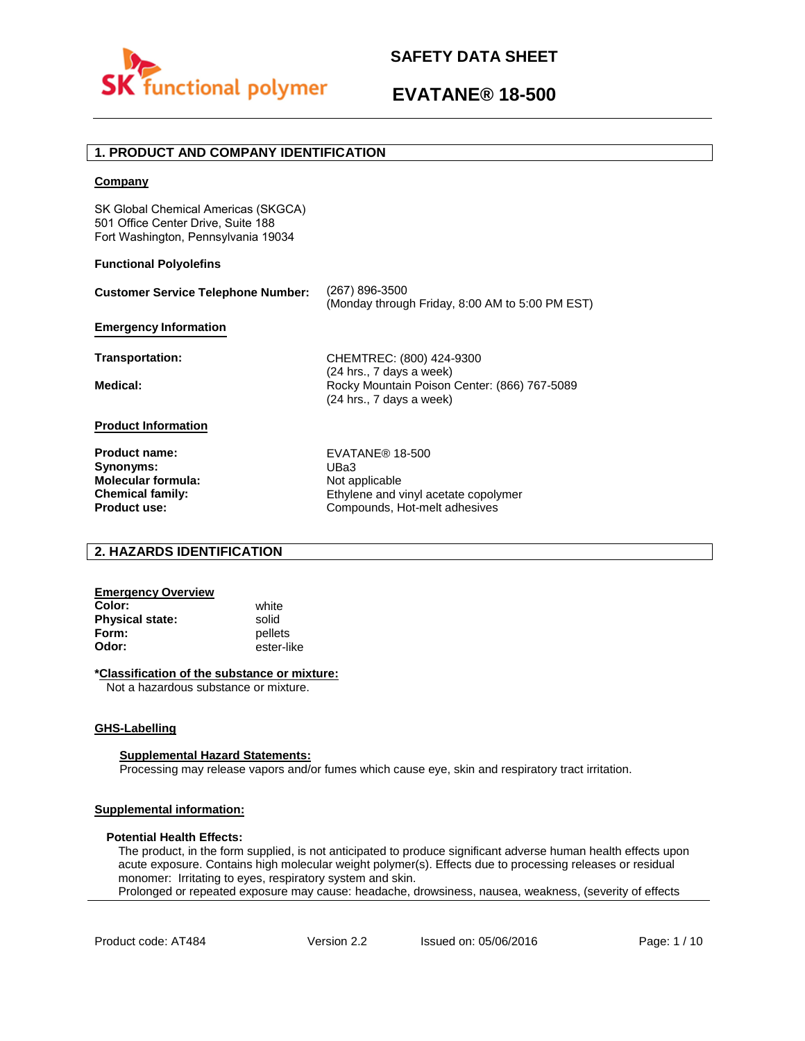# SAFETY DATA SHEET

# EVATANE® 18-500

## 1. PRODUCT AND COMPANY IDENTIFICATION

**Company**

SK Global Chemical Americas (SKGCA)
501 Office Center Drive, Suite 188
Fort Washington, Pennsylvania 19034

**Functional Polyolefins**

**Customer Service Telephone Number:** (267) 896-3500
(Monday through Friday, 8:00 AM to 5:00 PM EST)

**Emergency Information**

**Transportation:** CHEMTREC: (800) 424-9300
(24 hrs., 7 days a week)

**Medical:** Rocky Mountain Poison Center: (866) 767-5089
(24 hrs., 7 days a week)

**Product Information**

| | |
|---|---|
| **Product name:** | EVATANE® 18-500 |
| **Synonyms:** | UBa3 |
| **Molecular formula:** | Not applicable |
| **Chemical family:** | Ethylene and vinyl acetate copolymer |
| **Product use:** | Compounds, Hot-melt adhesives |

## 2. HAZARDS IDENTIFICATION

**Emergency Overview**

| | |
|---|---|
| **Color:** | white |
| **Physical state:** | solid |
| **Form:** | pellets |
| **Odor:** | ester-like |

***Classification of the substance or mixture:**

Not a hazardous substance or mixture.

**GHS-Labelling**

**Supplemental Hazard Statements:**

Processing may release vapors and/or fumes which cause eye, skin and respiratory tract irritation.

**Supplemental information:**

**Potential Health Effects:**

The product, in the form supplied, is not anticipated to produce significant adverse human health effects upon acute exposure. Contains high molecular weight polymer(s). Effects due to processing releases or residual monomer: Irritating to eyes, respiratory system and skin.
Prolonged or repeated exposure may cause: headache, drowsiness, nausea, weakness, (severity of effects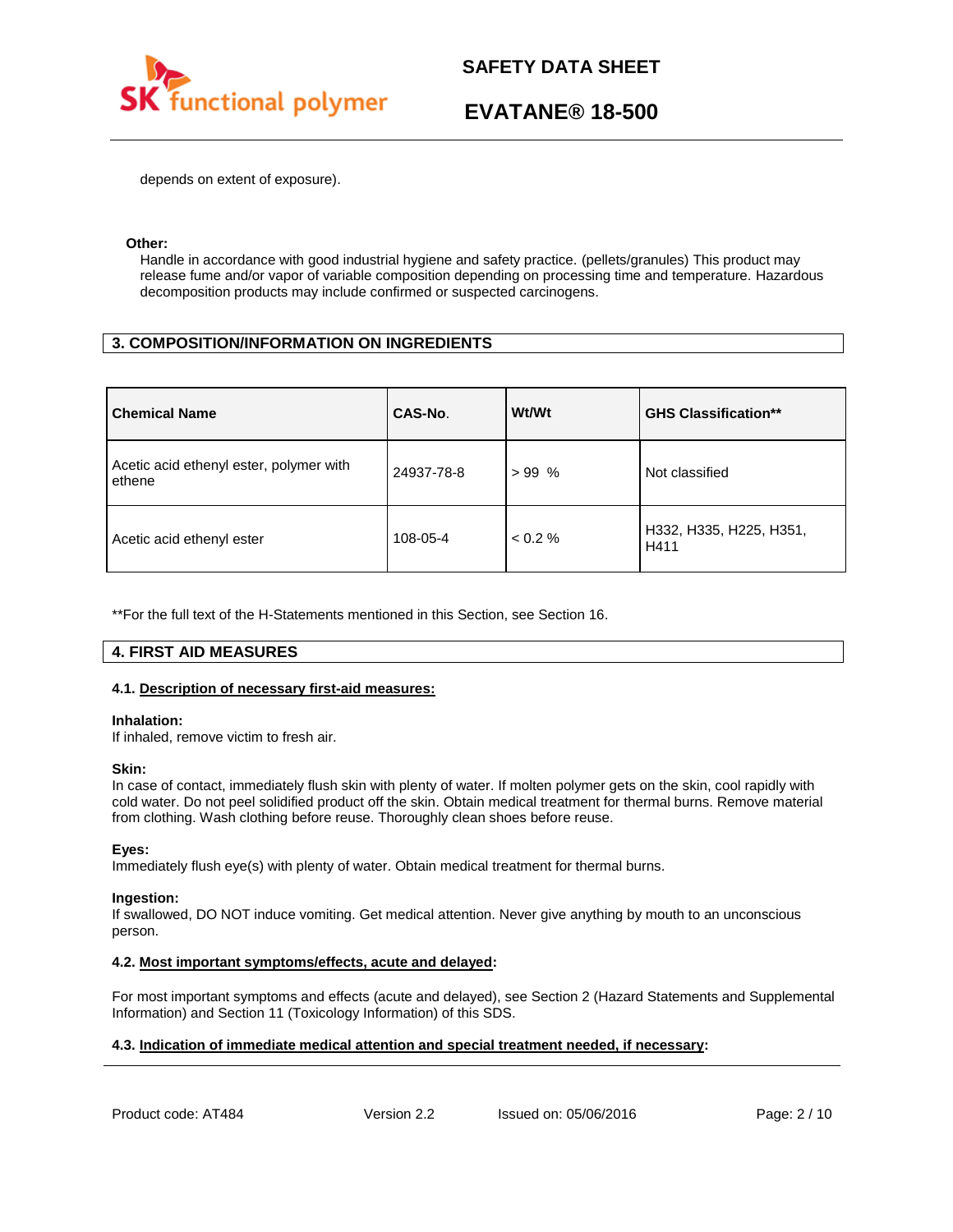depends on extent of exposure).

**Other:**

Handle in accordance with good industrial hygiene and safety practice. (pellets/granules) This product may release fume and/or vapor of variable composition depending on processing time and temperature. Hazardous decomposition products may include confirmed or suspected carcinogens.

## 3. COMPOSITION/INFORMATION ON INGREDIENTS

| Chemical Name | CAS-No. | Wt/Wt | GHS Classification** |
|---|---|---|---|
| Acetic acid ethenyl ester, polymer with ethene | 24937-78-8 | > 99 % | Not classified |
| Acetic acid ethenyl ester | 108-05-4 | < 0.2 % | H332, H335, H225, H351, H411 |

**For the full text of the H-Statements mentioned in this Section, see Section 16.

## 4. FIRST AID MEASURES

### 4.1. Description of necessary first-aid measures:

**Inhalation:**

If inhaled, remove victim to fresh air.

**Skin:**

In case of contact, immediately flush skin with plenty of water. If molten polymer gets on the skin, cool rapidly with cold water. Do not peel solidified product off the skin. Obtain medical treatment for thermal burns. Remove material from clothing. Wash clothing before reuse. Thoroughly clean shoes before reuse.

**Eyes:**

Immediately flush eye(s) with plenty of water. Obtain medical treatment for thermal burns.

**Ingestion:**

If swallowed, DO NOT induce vomiting. Get medical attention. Never give anything by mouth to an unconscious person.

### 4.2. Most important symptoms/effects, acute and delayed:

For most important symptoms and effects (acute and delayed), see Section 2 (Hazard Statements and Supplemental Information) and Section 11 (Toxicology Information) of this SDS.

### 4.3. Indication of immediate medical attention and special treatment needed, if necessary: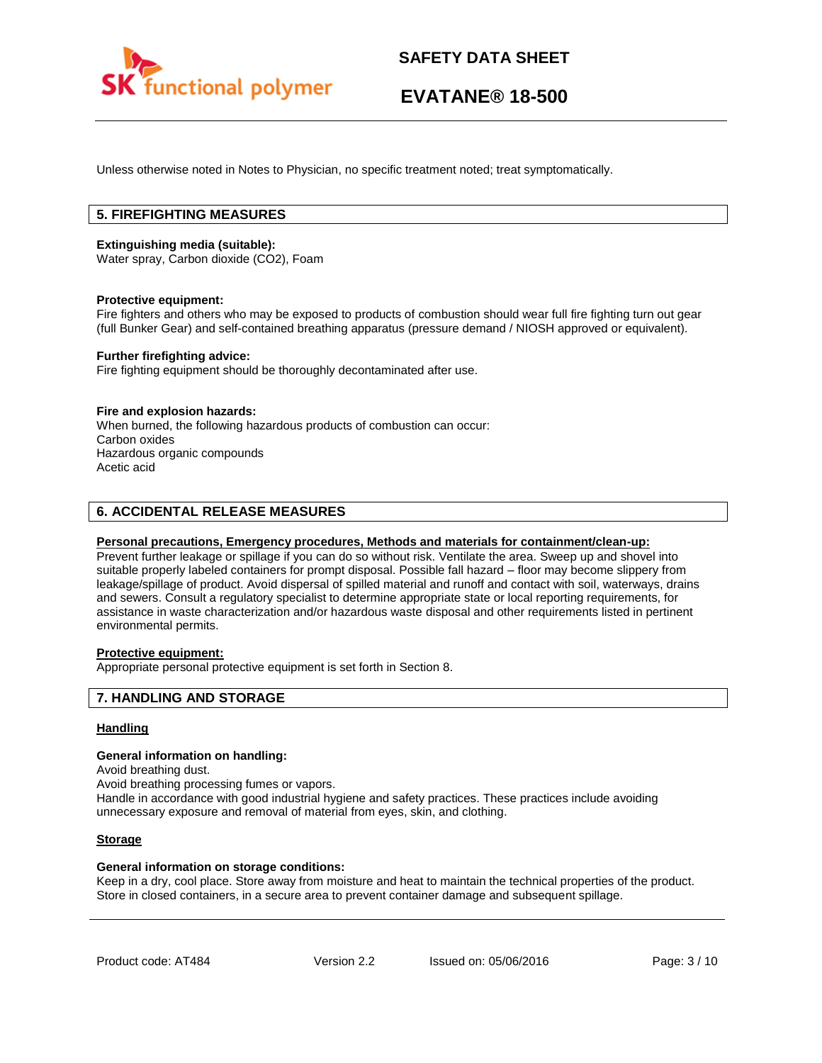Unless otherwise noted in Notes to Physician, no specific treatment noted; treat symptomatically.

## 5. FIREFIGHTING MEASURES

**Extinguishing media (suitable):**
Water spray, Carbon dioxide ($CO_2$), Foam

**Protective equipment:**
Fire fighters and others who may be exposed to products of combustion should wear full fire fighting turn out gear (full Bunker Gear) and self-contained breathing apparatus (pressure demand / NIOSH approved or equivalent).

**Further firefighting advice:**
Fire fighting equipment should be thoroughly decontaminated after use.

**Fire and explosion hazards:**
When burned, the following hazardous products of combustion can occur:
Carbon oxides
Hazardous organic compounds
Acetic acid

## 6. ACCIDENTAL RELEASE MEASURES

**Personal precautions, Emergency procedures, Methods and materials for containment/clean-up:**
Prevent further leakage or spillage if you can do so without risk. Ventilate the area. Sweep up and shovel into suitable properly labeled containers for prompt disposal. Possible fall hazard – floor may become slippery from leakage/spillage of product. Avoid dispersal of spilled material and runoff and contact with soil, waterways, drains and sewers. Consult a regulatory specialist to determine appropriate state or local reporting requirements, for assistance in waste characterization and/or hazardous waste disposal and other requirements listed in pertinent environmental permits.

**Protective equipment:**
Appropriate personal protective equipment is set forth in Section 8.

## 7. HANDLING AND STORAGE

**Handling**

**General information on handling:**
Avoid breathing dust.
Avoid breathing processing fumes or vapors.
Handle in accordance with good industrial hygiene and safety practices. These practices include avoiding unnecessary exposure and removal of material from eyes, skin, and clothing.

**Storage**

**General information on storage conditions:**
Keep in a dry, cool place. Store away from moisture and heat to maintain the technical properties of the product. Store in closed containers, in a secure area to prevent container damage and subsequent spillage.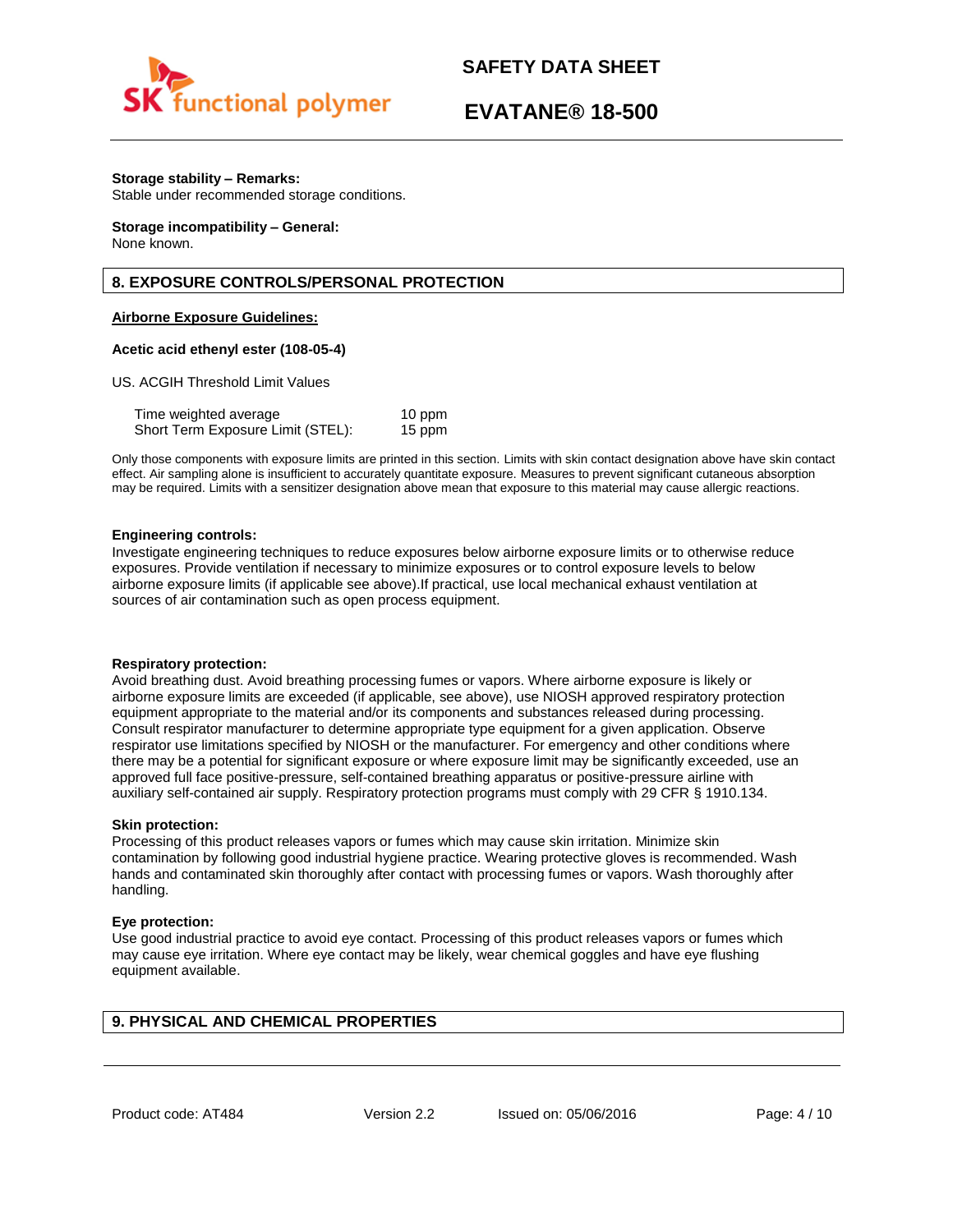**Storage stability – Remarks:**
Stable under recommended storage conditions.

**Storage incompatibility – General:**
None known.

## 8. EXPOSURE CONTROLS/PERSONAL PROTECTION

**Airborne Exposure Guidelines:**

**Acetic acid ethenyl ester (108-05-4)**

US. ACGIH Threshold Limit Values

| | |
|---|---|
| Time weighted average | 10 ppm |
| Short Term Exposure Limit (STEL): | 15 ppm |

Only those components with exposure limits are printed in this section. Limits with skin contact designation above have skin contact effect. Air sampling alone is insufficient to accurately quantitate exposure. Measures to prevent significant cutaneous absorption may be required. Limits with a sensitizer designation above mean that exposure to this material may cause allergic reactions.

**Engineering controls:**
Investigate engineering techniques to reduce exposures below airborne exposure limits or to otherwise reduce exposures. Provide ventilation if necessary to minimize exposures or to control exposure levels to below airborne exposure limits (if applicable see above).If practical, use local mechanical exhaust ventilation at sources of air contamination such as open process equipment.

**Respiratory protection:**
Avoid breathing dust. Avoid breathing processing fumes or vapors. Where airborne exposure is likely or airborne exposure limits are exceeded (if applicable, see above), use NIOSH approved respiratory protection equipment appropriate to the material and/or its components and substances released during processing. Consult respirator manufacturer to determine appropriate type equipment for a given application. Observe respirator use limitations specified by NIOSH or the manufacturer. For emergency and other conditions where there may be a potential for significant exposure or where exposure limit may be significantly exceeded, use an approved full face positive-pressure, self-contained breathing apparatus or positive-pressure airline with auxiliary self-contained air supply. Respiratory protection programs must comply with 29 CFR § 1910.134.

**Skin protection:**
Processing of this product releases vapors or fumes which may cause skin irritation. Minimize skin contamination by following good industrial hygiene practice. Wearing protective gloves is recommended. Wash hands and contaminated skin thoroughly after contact with processing fumes or vapors. Wash thoroughly after handling.

**Eye protection:**
Use good industrial practice to avoid eye contact. Processing of this product releases vapors or fumes which may cause eye irritation. Where eye contact may be likely, wear chemical goggles and have eye flushing equipment available.

## 9. PHYSICAL AND CHEMICAL PROPERTIES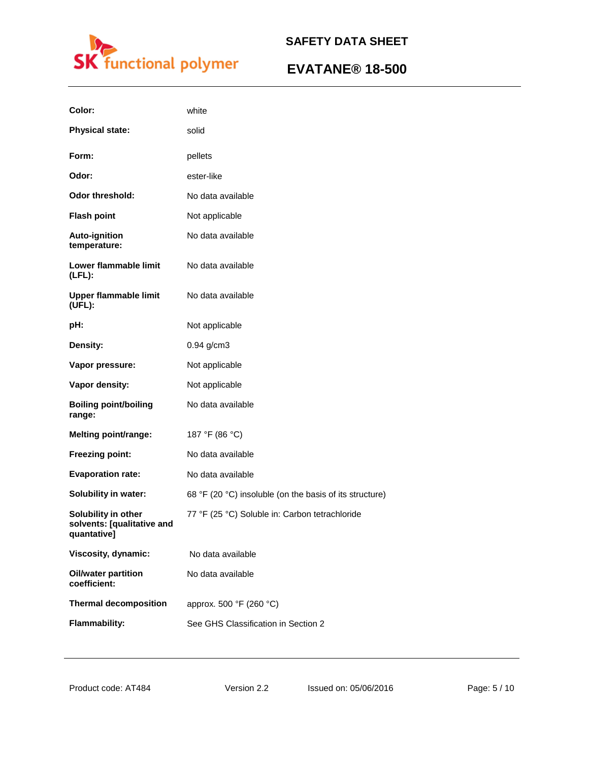| | |
|---|---|
| **Color:** | white |
| **Physical state:** | solid |
| **Form:** | pellets |
| **Odor:** | ester-like |
| **Odor threshold:** | No data available |
| **Flash point** | Not applicable |
| **Auto-ignition temperature:** | No data available |
| **Lower flammable limit (LFL):** | No data available |
| **Upper flammable limit (UFL):** | No data available |
| **pH:** | Not applicable |
| **Density:** | 0.94 g/cm3 |
| **Vapor pressure:** | Not applicable |
| **Vapor density:** | Not applicable |
| **Boiling point/boiling range:** | No data available |
| **Melting point/range:** | 187 °F (86 °C) |
| **Freezing point:** | No data available |
| **Evaporation rate:** | No data available |
| **Solubility in water:** | 68 °F (20 °C) insoluble (on the basis of its structure) |
| **Solubility in other solvents: [qualitative and quantative]** | 77 °F (25 °C) Soluble in: Carbon tetrachloride |
| **Viscosity, dynamic:** | No data available |
| **Oil/water partition coefficient:** | No data available |
| **Thermal decomposition** | approx. 500 °F (260 °C) |
| **Flammability:** | See GHS Classification in Section 2 |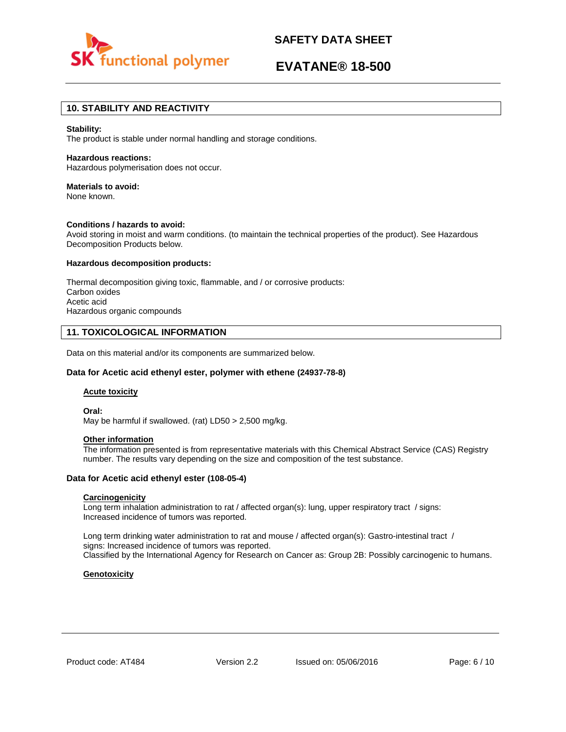## 10. STABILITY AND REACTIVITY

**Stability:**
The product is stable under normal handling and storage conditions.

**Hazardous reactions:**
Hazardous polymerisation does not occur.

**Materials to avoid:**
None known.

**Conditions / hazards to avoid:**
Avoid storing in moist and warm conditions. (to maintain the technical properties of the product). See Hazardous Decomposition Products below.

**Hazardous decomposition products:**

Thermal decomposition giving toxic, flammable, and / or corrosive products:
Carbon oxides
Acetic acid
Hazardous organic compounds

## 11. TOXICOLOGICAL INFORMATION

Data on this material and/or its components are summarized below.

### Data for Acetic acid ethenyl ester, polymer with ethene (24937-78-8)

#### Acute toxicity

**Oral:**
May be harmful if swallowed. (rat) LD50 > 2,500 mg/kg.

#### Other information

The information presented is from representative materials with this Chemical Abstract Service (CAS) Registry number. The results vary depending on the size and composition of the test substance.

### Data for Acetic acid ethenyl ester (108-05-4)

#### Carcinogenicity

Long term inhalation administration to rat / affected organ(s): lung, upper respiratory tract / signs: Increased incidence of tumors was reported.

Long term drinking water administration to rat and mouse / affected organ(s): Gastro-intestinal tract / signs: Increased incidence of tumors was reported.
Classified by the International Agency for Research on Cancer as: Group 2B: Possibly carcinogenic to humans.

#### Genotoxicity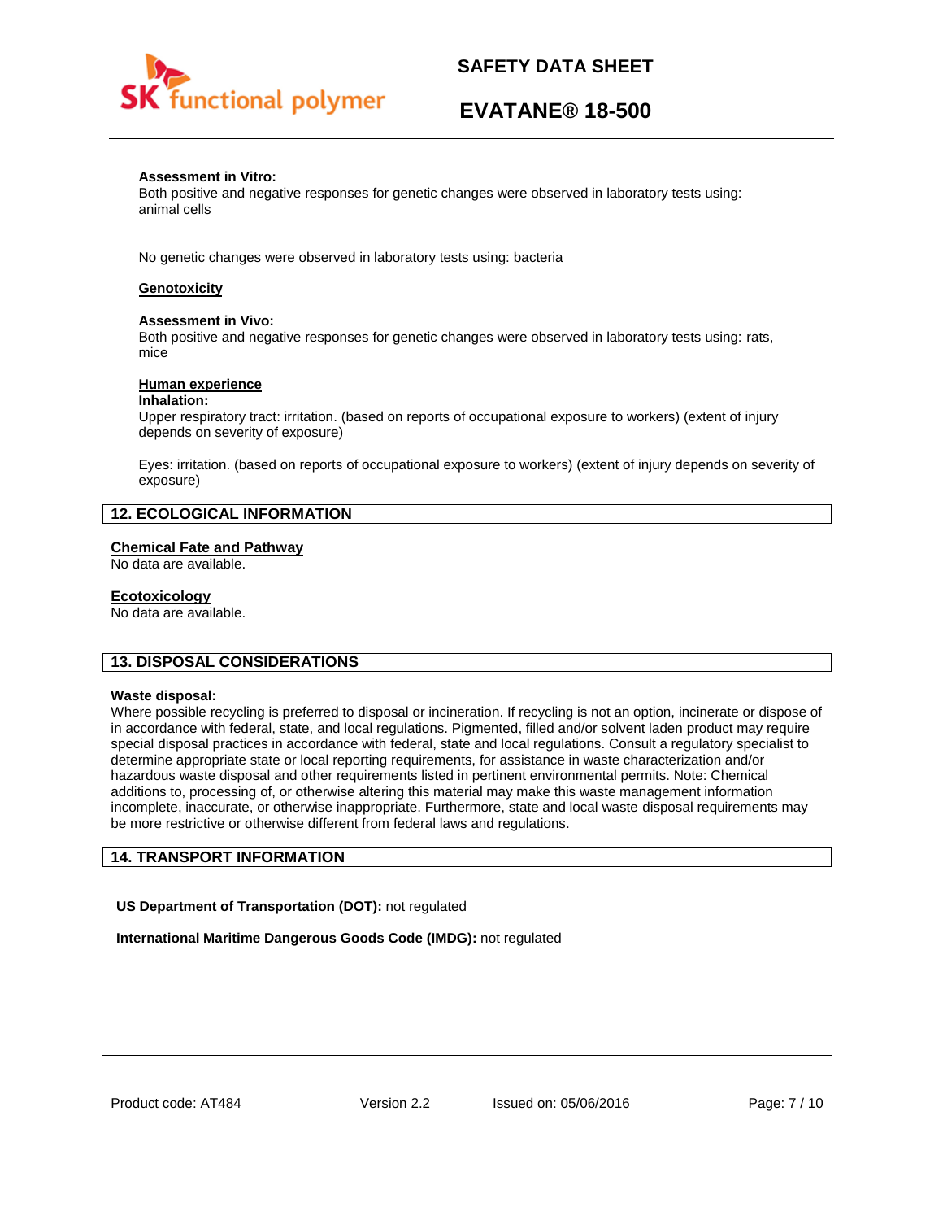**Assessment in Vitro:**
Both positive and negative responses for genetic changes were observed in laboratory tests using: animal cells

No genetic changes were observed in laboratory tests using: bacteria

**Genotoxicity**

**Assessment in Vivo:**
Both positive and negative responses for genetic changes were observed in laboratory tests using: rats, mice

**Human experience**

**Inhalation:**
Upper respiratory tract: irritation. (based on reports of occupational exposure to workers) (extent of injury depends on severity of exposure)

Eyes: irritation. (based on reports of occupational exposure to workers) (extent of injury depends on severity of exposure)

## 12. ECOLOGICAL INFORMATION

**Chemical Fate and Pathway**
No data are available.

**Ecotoxicology**
No data are available.

## 13. DISPOSAL CONSIDERATIONS

**Waste disposal:**
Where possible recycling is preferred to disposal or incineration. If recycling is not an option, incinerate or dispose of in accordance with federal, state, and local regulations. Pigmented, filled and/or solvent laden product may require special disposal practices in accordance with federal, state and local regulations. Consult a regulatory specialist to determine appropriate state or local reporting requirements, for assistance in waste characterization and/or hazardous waste disposal and other requirements listed in pertinent environmental permits. Note: Chemical additions to, processing of, or otherwise altering this material may make this waste management information incomplete, inaccurate, or otherwise inappropriate. Furthermore, state and local waste disposal requirements may be more restrictive or otherwise different from federal laws and regulations.

## 14. TRANSPORT INFORMATION

**US Department of Transportation (DOT):** not regulated

**International Maritime Dangerous Goods Code (IMDG):** not regulated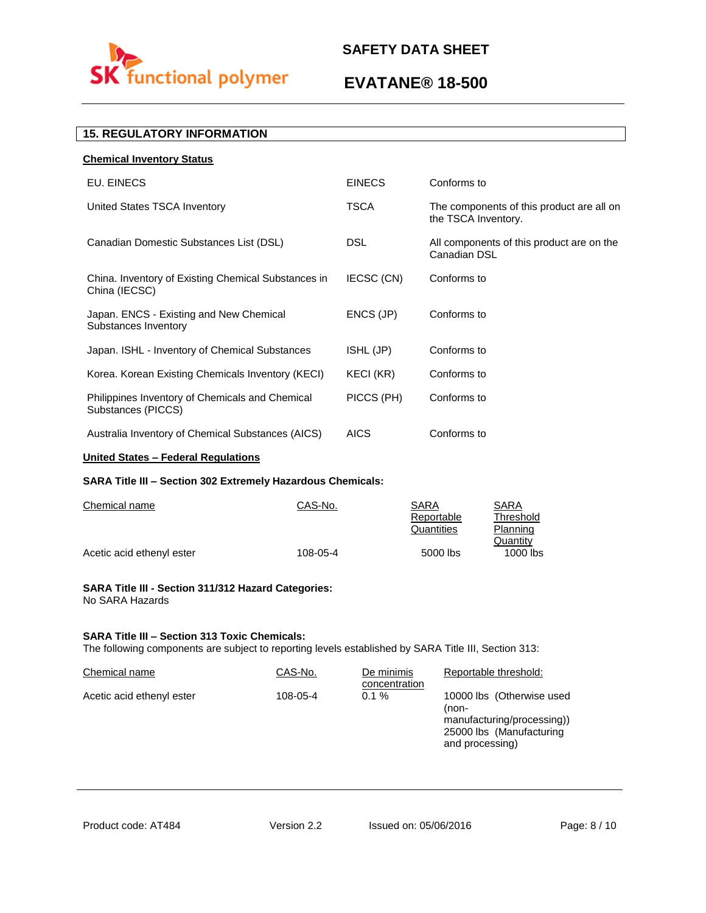## 15. REGULATORY INFORMATION

**Chemical Inventory Status**

| | | |
|---|---|---|
| EU. EINECS | EINECS | Conforms to |
| United States TSCA Inventory | TSCA | The components of this product are all on the TSCA Inventory. |
| Canadian Domestic Substances List (DSL) | DSL | All components of this product are on the Canadian DSL |
| China. Inventory of Existing Chemical Substances in China (IECSC) | IECSC (CN) | Conforms to |
| Japan. ENCS - Existing and New Chemical Substances Inventory | ENCS (JP) | Conforms to |
| Japan. ISHL - Inventory of Chemical Substances | ISHL (JP) | Conforms to |
| Korea. Korean Existing Chemicals Inventory (KECI) | KECI (KR) | Conforms to |
| Philippines Inventory of Chemicals and Chemical Substances (PICCS) | PICCS (PH) | Conforms to |
| Australia Inventory of Chemical Substances (AICS) | AICS | Conforms to |

**United States – Federal Regulations**

**SARA Title III – Section 302 Extremely Hazardous Chemicals:**

| Chemical name | CAS-No. | SARA Reportable Quantities | SARA Threshold Planning Quantity |
|---|---|---|---|
| Acetic acid ethenyl ester | 108-05-4 | 5000 lbs | 1000 lbs |

**SARA Title III - Section 311/312 Hazard Categories:**
No SARA Hazards

**SARA Title III – Section 313 Toxic Chemicals:**
The following components are subject to reporting levels established by SARA Title III, Section 313:

| Chemical name | CAS-No. | De minimis concentration | Reportable threshold: |
|---|---|---|---|
| Acetic acid ethenyl ester | 108-05-4 | 0.1 % | 10000 lbs (Otherwise used (non-manufacturing/processing)) 25000 lbs (Manufacturing and processing) |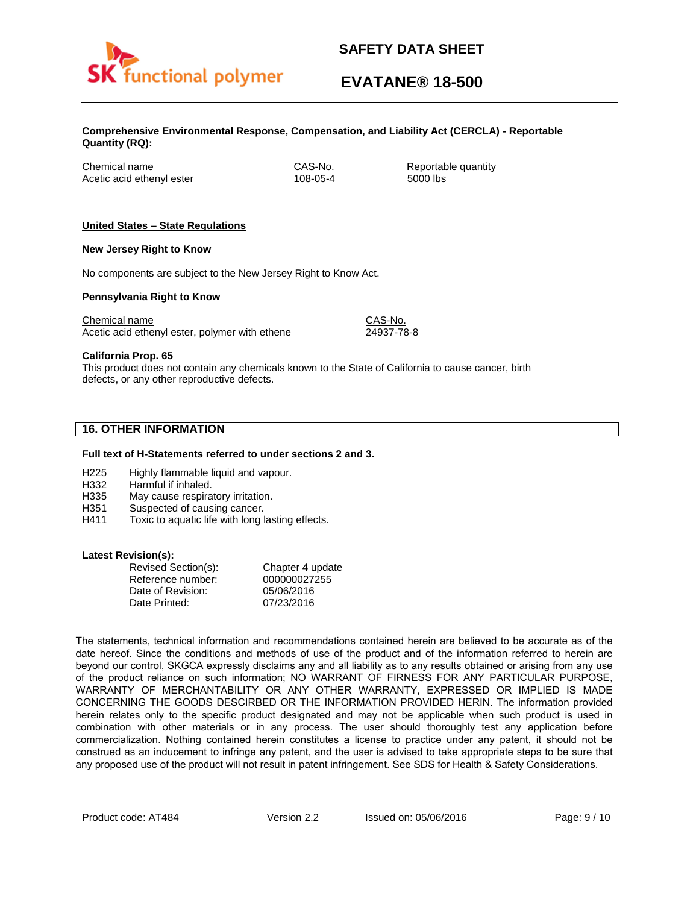**Comprehensive Environmental Response, Compensation, and Liability Act (CERCLA) - Reportable Quantity (RQ):**

| Chemical name | CAS-No. | Reportable quantity |
| --- | --- | --- |
| Acetic acid ethenyl ester | 108-05-4 | 5000 lbs |

**United States – State Regulations**

**New Jersey Right to Know**

No components are subject to the New Jersey Right to Know Act.

**Pennsylvania Right to Know**

| Chemical name | CAS-No. |
| --- | --- |
| Acetic acid ethenyl ester, polymer with ethene | 24937-78-8 |

**California Prop. 65**
This product does not contain any chemicals known to the State of California to cause cancer, birth defects, or any other reproductive defects.

## 16. OTHER INFORMATION

**Full text of H-Statements referred to under sections 2 and 3.**

| | |
| --- | --- |
| H225 | Highly flammable liquid and vapour. |
| H332 | Harmful if inhaled. |
| H335 | May cause respiratory irritation. |
| H351 | Suspected of causing cancer. |
| H411 | Toxic to aquatic life with long lasting effects. |

**Latest Revision(s):**

| | |
| --- | --- |
| Revised Section(s): | Chapter 4 update |
| Reference number: | 000000027255 |
| Date of Revision: | 05/06/2016 |
| Date Printed: | 07/23/2016 |

The statements, technical information and recommendations contained herein are believed to be accurate as of the date hereof. Since the conditions and methods of use of the product and of the information referred to herein are beyond our control, SKGCA expressly disclaims any and all liability as to any results obtained or arising from any use of the product reliance on such information; NO WARRANT OF FIRNESS FOR ANY PARTICULAR PURPOSE, WARRANTY OF MERCHANTABILITY OR ANY OTHER WARRANTY, EXPRESSED OR IMPLIED IS MADE CONCERNING THE GOODS DESCRIBED OR THE INFORMATION PROVIDED HEREIN. The information provided herein relates only to the specific product designated and may not be applicable when such product is used in combination with other materials or in any process. The user should thoroughly test any application before commercialization. Nothing contained herein constitutes a license to practice under any patent, it should not be construed as an inducement to infringe any patent, and the user is advised to take appropriate steps to be sure that any proposed use of the product will not result in patent infringement. See SDS for Health & Safety Considerations.